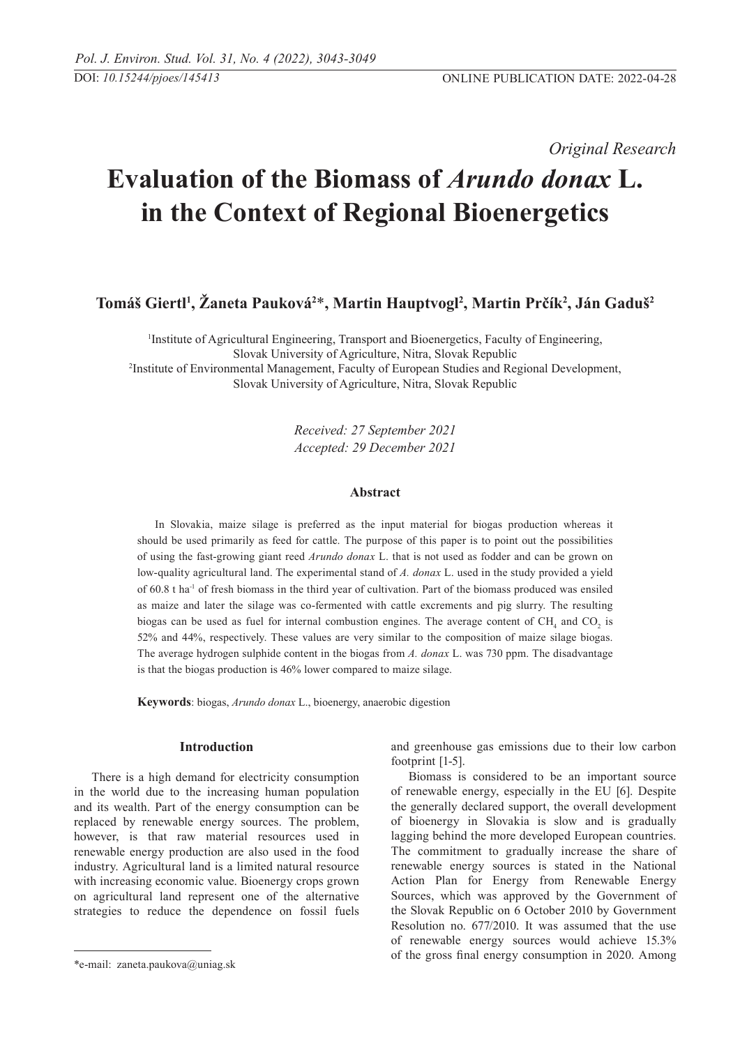DOI: *10.15244/pjoes/145413*

ONLINE PUBLICATION DATE: 2022-04-28

*Original Research*

# Evaluation of the Biomass of *Arundo donax* L. in the Context of Regional Bioenergetics

**Tomáš Giertl[1], Žaneta Pauková[2]*, Martin Hauptvogl[2], Martin Prčík[2], Ján Gaduš[2]**

[1]Institute of Agricultural Engineering, Transport and Bioenergetics, Faculty of Engineering, Slovak University of Agriculture, Nitra, Slovak Republic
[2]Institute of Environmental Management, Faculty of European Studies and Regional Development, Slovak University of Agriculture, Nitra, Slovak Republic

*Received: 27 September 2021*
*Accepted: 29 December 2021*

## Abstract

In Slovakia, maize silage is preferred as the input material for biogas production whereas it should be used primarily as feed for cattle. The purpose of this paper is to point out the possibilities of using the fast-growing giant reed *Arundo donax* L. that is not used as fodder and can be grown on low-quality agricultural land. The experimental stand of *A. donax* L. used in the study provided a yield of 60.8 t ha$^{-1}$ of fresh biomass in the third year of cultivation. Part of the biomass produced was ensiled as maize and later the silage was co-fermented with cattle excrements and pig slurry. The resulting biogas can be used as fuel for internal combustion engines. The average content of $CH_4$ and $CO_2$ is 52% and 44%, respectively. These values are very similar to the composition of maize silage biogas. The average hydrogen sulphide content in the biogas from *A. donax* L. was 730 ppm. The disadvantage is that the biogas production is 46% lower compared to maize silage.

**Keywords**: biogas, *Arundo donax* L., bioenergy, anaerobic digestion

## Introduction

There is a high demand for electricity consumption in the world due to the increasing human population and its wealth. Part of the energy consumption can be replaced by renewable energy sources. The problem, however, is that raw material resources used in renewable energy production are also used in the food industry. Agricultural land is a limited natural resource with increasing economic value. Bioenergy crops grown on agricultural land represent one of the alternative strategies to reduce the dependence on fossil fuels and greenhouse gas emissions due to their low carbon footprint [1-5].

Biomass is considered to be an important source of renewable energy, especially in the EU [6]. Despite the generally declared support, the overall development of bioenergy in Slovakia is slow and is gradually lagging behind the more developed European countries. The commitment to gradually increase the share of renewable energy sources is stated in the National Action Plan for Energy from Renewable Energy Sources, which was approved by the Government of the Slovak Republic on 6 October 2010 by Government Resolution no. 677/2010. It was assumed that the use of renewable energy sources would achieve 15.3% of the gross final energy consumption in 2020. Among

*e-mail: zaneta.paukova@uniag.sk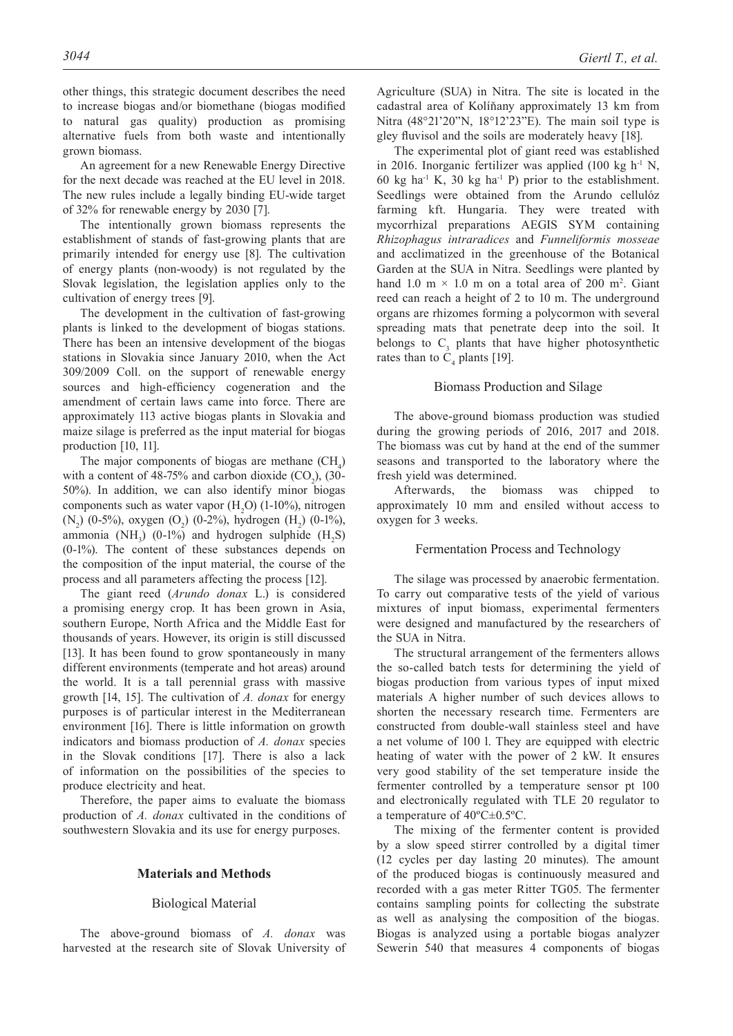other things, this strategic document describes the need to increase biogas and/or biomethane (biogas modified to natural gas quality) production as promising alternative fuels from both waste and intentionally grown biomass.

An agreement for a new Renewable Energy Directive for the next decade was reached at the EU level in 2018. The new rules include a legally binding EU-wide target of 32% for renewable energy by 2030 [7].

The intentionally grown biomass represents the establishment of stands of fast-growing plants that are primarily intended for energy use [8]. The cultivation of energy plants (non-woody) is not regulated by the Slovak legislation, the legislation applies only to the cultivation of energy trees [9].

The development in the cultivation of fast-growing plants is linked to the development of biogas stations. There has been an intensive development of the biogas stations in Slovakia since January 2010, when the Act 309/2009 Coll. on the support of renewable energy sources and high-efficiency cogeneration and the amendment of certain laws came into force. There are approximately 113 active biogas plants in Slovakia and maize silage is preferred as the input material for biogas production [10, 11].

The major components of biogas are methane ($CH_4$) with a content of 48-75% and carbon dioxide ($CO_2$), (30-50%). In addition, we can also identify minor biogas components such as water vapor ($H_2O$) (1-10%), nitrogen ($N_2$) (0-5%), oxygen ($O_2$) (0-2%), hydrogen ($H_2$) (0-1%), ammonia ($NH_3$) (0-1%) and hydrogen sulphide ($H_2S$) (0-1%). The content of these substances depends on the composition of the input material, the course of the process and all parameters affecting the process [12].

The giant reed (*Arundo donax* L.) is considered a promising energy crop. It has been grown in Asia, southern Europe, North Africa and the Middle East for thousands of years. However, its origin is still discussed [13]. It has been found to grow spontaneously in many different environments (temperate and hot areas) around the world. It is a tall perennial grass with massive growth [14, 15]. The cultivation of *A. donax* for energy purposes is of particular interest in the Mediterranean environment [16]. There is little information on growth indicators and biomass production of *A. donax* species in the Slovak conditions [17]. There is also a lack of information on the possibilities of the species to produce electricity and heat.

Therefore, the paper aims to evaluate the biomass production of *A. donax* cultivated in the conditions of southwestern Slovakia and its use for energy purposes.

## Materials and Methods

### Biological Material

The above-ground biomass of *A. donax* was harvested at the research site of Slovak University of Agriculture (SUA) in Nitra. The site is located in the cadastral area of Kolíňany approximately 13 km from Nitra (48°21'20"N, 18°12'23"E). The main soil type is gley fluvisol and the soils are moderately heavy [18].

The experimental plot of giant reed was established in 2016. Inorganic fertilizer was applied (100 kg $h^{-1}$ N, 60 kg $ha^{-1}$ K, 30 kg $ha^{-1}$ P) prior to the establishment. Seedlings were obtained from the Arundo cellulóz farming kft. Hungaria. They were treated with mycorrhizal preparations AEGIS SYM containing *Rhizophagus intraradices* and *Funneliformis mosseae* and acclimatized in the greenhouse of the Botanical Garden at the SUA in Nitra. Seedlings were planted by hand 1.0 m × 1.0 m on a total area of 200 $m^2$. Giant reed can reach a height of 2 to 10 m. The underground organs are rhizomes forming a polycormon with several spreading mats that penetrate deep into the soil. It belongs to $C_3$ plants that have higher photosynthetic rates than to $C_4$ plants [19].

### Biomass Production and Silage

The above-ground biomass production was studied during the growing periods of 2016, 2017 and 2018. The biomass was cut by hand at the end of the summer seasons and transported to the laboratory where the fresh yield was determined.

Afterwards, the biomass was chipped to approximately 10 mm and ensiled without access to oxygen for 3 weeks.

### Fermentation Process and Technology

The silage was processed by anaerobic fermentation. To carry out comparative tests of the yield of various mixtures of input biomass, experimental fermenters were designed and manufactured by the researchers of the SUA in Nitra.

The structural arrangement of the fermenters allows the so-called batch tests for determining the yield of biogas production from various types of input mixed materials A higher number of such devices allows to shorten the necessary research time. Fermenters are constructed from double-wall stainless steel and have a net volume of 100 l. They are equipped with electric heating of water with the power of 2 kW. It ensures very good stability of the set temperature inside the fermenter controlled by a temperature sensor pt 100 and electronically regulated with TLE 20 regulator to a temperature of 40ºC±0.5ºC.

The mixing of the fermenter content is provided by a slow speed stirrer controlled by a digital timer (12 cycles per day lasting 20 minutes). The amount of the produced biogas is continuously measured and recorded with a gas meter Ritter TG05. The fermenter contains sampling points for collecting the substrate as well as analysing the composition of the biogas. Biogas is analyzed using a portable biogas analyzer Sewerin 540 that measures 4 components of biogas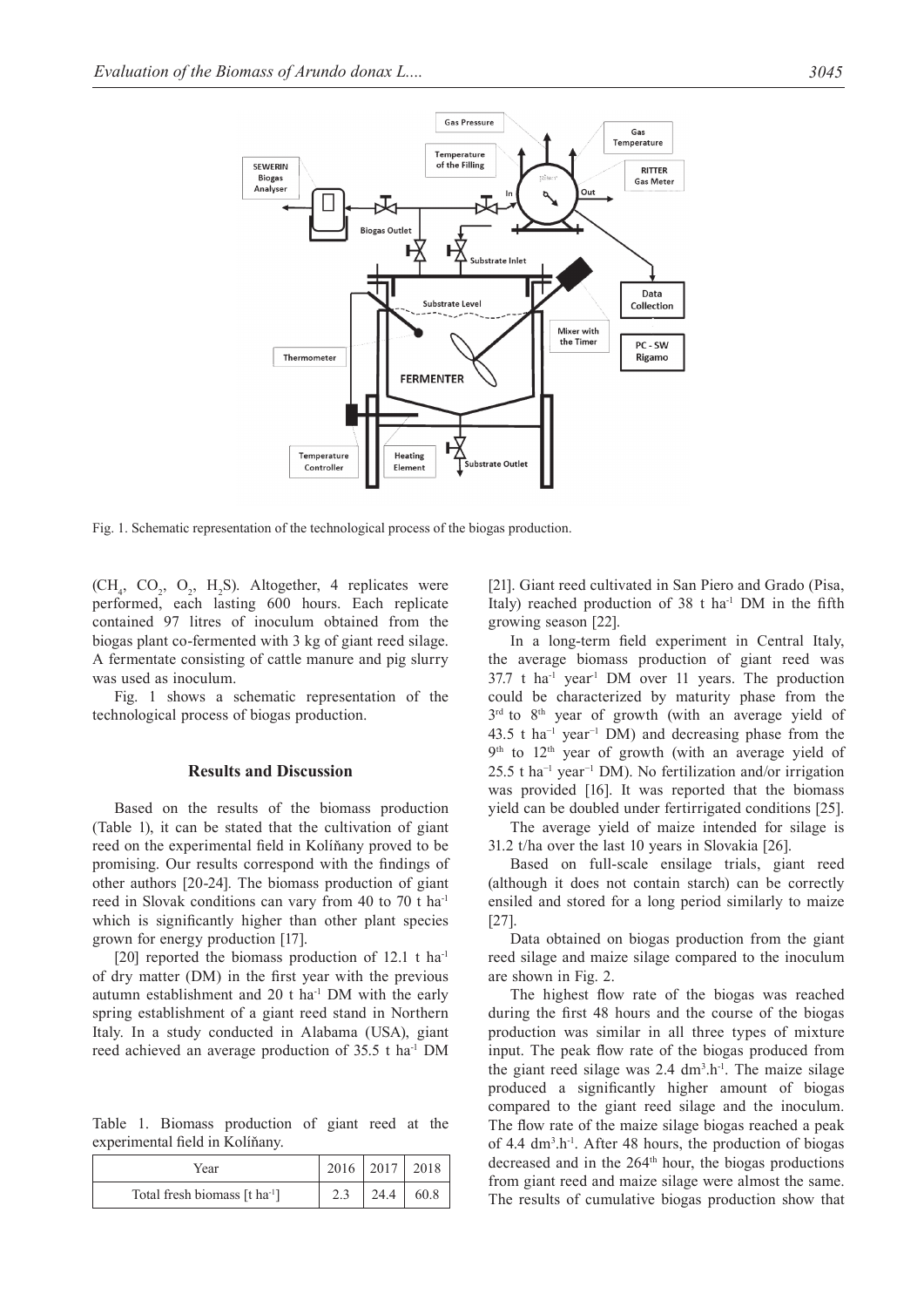Gas Pressure

Gas Temperature

Temperature of the Filling

SEWERIN Biogas Analyser

RITTER Gas Meter

In

Out

Biogas Outlet

Substrate Inlet

Data Collection

Substrate Level

Mixer with the Timer

PC - SW Rigamo

Thermometer

FERMENTER

Temperature Controller

Heating Element

Substrate Outlet

Fig. 1. Schematic representation of the technological process of the biogas production.

($CH_4$, $CO_2$, $O_2$, $H_2S$). Altogether, 4 replicates were performed, each lasting 600 hours. Each replicate contained 97 litres of inoculum obtained from the biogas plant co-fermented with 3 kg of giant reed silage. A fermentate consisting of cattle manure and pig slurry was used as inoculum.

Fig. 1 shows a schematic representation of the technological process of biogas production.

## Results and Discussion

Based on the results of the biomass production (Table 1), it can be stated that the cultivation of giant reed on the experimental field in Kolíňany proved to be promising. Our results correspond with the findings of other authors [20-24]. The biomass production of giant reed in Slovak conditions can vary from 40 to 70 t $ha^{-1}$ which is significantly higher than other plant species grown for energy production [17].

[20] reported the biomass production of 12.1 t $ha^{-1}$ of dry matter (DM) in the first year with the previous autumn establishment and 20 t $ha^{-1}$ DM with the early spring establishment of a giant reed stand in Northern Italy. In a study conducted in Alabama (USA), giant reed achieved an average production of 35.5 t $ha^{-1}$ DM [21]. Giant reed cultivated in San Piero and Grado (Pisa, Italy) reached production of 38 t $ha^{-1}$ DM in the fifth growing season [22].

Table 1. Biomass production of giant reed at the experimental field in Kolíňany.

| Year | 2016 | 2017 | 2018 |
|---|---|---|---|
| Total fresh biomass [t $ha^{-1}$] | 2.3 | 24.4 | 60.8 |

In a long-term field experiment in Central Italy, the average biomass production of giant reed was 37.7 t $ha^{-1}$ $year^{-1}$ DM over 11 years. The production could be characterized by maturity phase from the 3rd to 8th year of growth (with an average yield of 43.5 t $ha^{-1}$ $year^{-1}$ DM) and decreasing phase from the 9th to 12th year of growth (with an average yield of 25.5 t $ha^{-1}$ $year^{-1}$ DM). No fertilization and/or irrigation was provided [16]. It was reported that the biomass yield can be doubled under fertirrigated conditions [25].

The average yield of maize intended for silage is 31.2 t/ha over the last 10 years in Slovakia [26].

Based on full-scale ensilage trials, giant reed (although it does not contain starch) can be correctly ensiled and stored for a long period similarly to maize [27].

Data obtained on biogas production from the giant reed silage and maize silage compared to the inoculum are shown in Fig. 2.

The highest flow rate of the biogas was reached during the first 48 hours and the course of the biogas production was similar in all three types of mixture input. The peak flow rate of the biogas produced from the giant reed silage was 2.4 $dm^3.h^{-1}$. The maize silage produced a significantly higher amount of biogas compared to the giant reed silage and the inoculum. The flow rate of the maize silage biogas reached a peak of 4.4 $dm^3.h^{-1}$. After 48 hours, the production of biogas decreased and in the 264th hour, the biogas productions from giant reed and maize silage were almost the same. The results of cumulative biogas production show that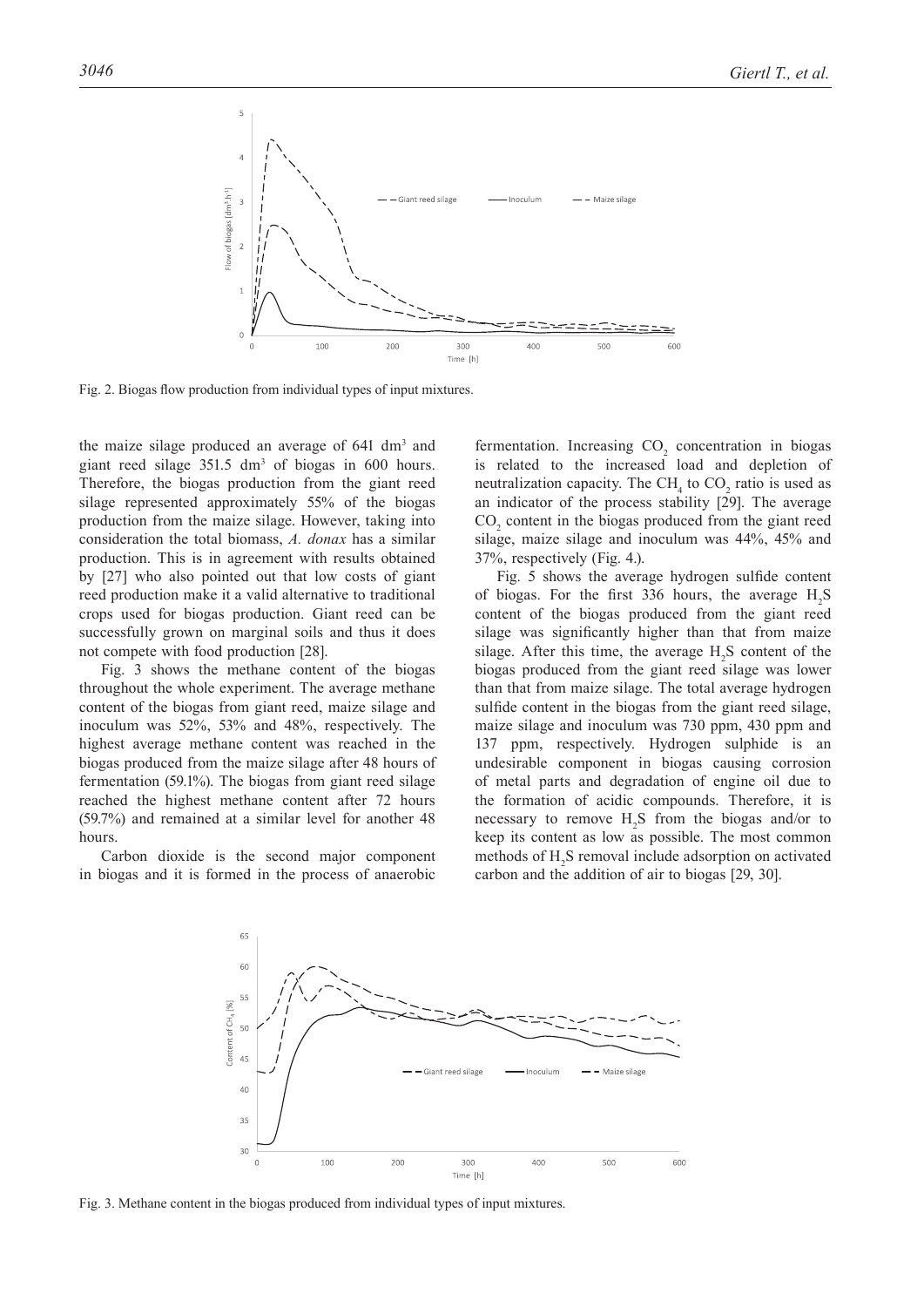5

4

3

2

1

0

Flow of biogas [dm³.h⁻¹]

0 100 200 300 400 500 600

Time [h]

Giant reed silage — Inoculum — Maize silage

Fig. 2. Biogas flow production from individual types of input mixtures.

the maize silage produced an average of 641 $dm^3$ and giant reed silage 351.5 $dm^3$ of biogas in 600 hours. Therefore, the biogas production from the giant reed silage represented approximately 55% of the biogas production from the maize silage. However, taking into consideration the total biomass, *A. donax* has a similar production. This is in agreement with results obtained by [27] who also pointed out that low costs of giant reed production make it a valid alternative to traditional crops used for biogas production. Giant reed can be successfully grown on marginal soils and thus it does not compete with food production [28].

Fig. 3 shows the methane content of the biogas throughout the whole experiment. The average methane content of the biogas from giant reed, maize silage and inoculum was 52%, 53% and 48%, respectively. The highest average methane content was reached in the biogas produced from the maize silage after 48 hours of fermentation (59.1%). The biogas from giant reed silage reached the highest methane content after 72 hours (59.7%) and remained at a similar level for another 48 hours.

Carbon dioxide is the second major component in biogas and it is formed in the process of anaerobic fermentation. Increasing $CO_2$ concentration in biogas is related to the increased load and depletion of neutralization capacity. The $CH_4$ to $CO_2$ ratio is used as an indicator of the process stability [29]. The average $CO_2$ content in the biogas produced from the giant reed silage, maize silage and inoculum was 44%, 45% and 37%, respectively (Fig. 4.).

Fig. 5 shows the average hydrogen sulfide content of biogas. For the first 336 hours, the average $H_2S$ content of the biogas produced from the giant reed silage was significantly higher than that from maize silage. After this time, the average $H_2S$ content of the biogas produced from the giant reed silage was lower than that from maize silage. The total average hydrogen sulfide content in the biogas from the giant reed silage, maize silage and inoculum was 730 ppm, 430 ppm and 137 ppm, respectively. Hydrogen sulphide is an undesirable component in biogas causing corrosion of metal parts and degradation of engine oil due to the formation of acidic compounds. Therefore, it is necessary to remove $H_2S$ from the biogas and/or to keep its content as low as possible. The most common methods of $H_2S$ removal include adsorption on activated carbon and the addition of air to biogas [29, 30].

65

60

55

50

45

40

35

30

Content of $CH_4$ [%]

0 100 200 300 400 500 600

Time [h]

Giant reed silage — Inoculum — Maize silage

Fig. 3. Methane content in the biogas produced from individual types of input mixtures.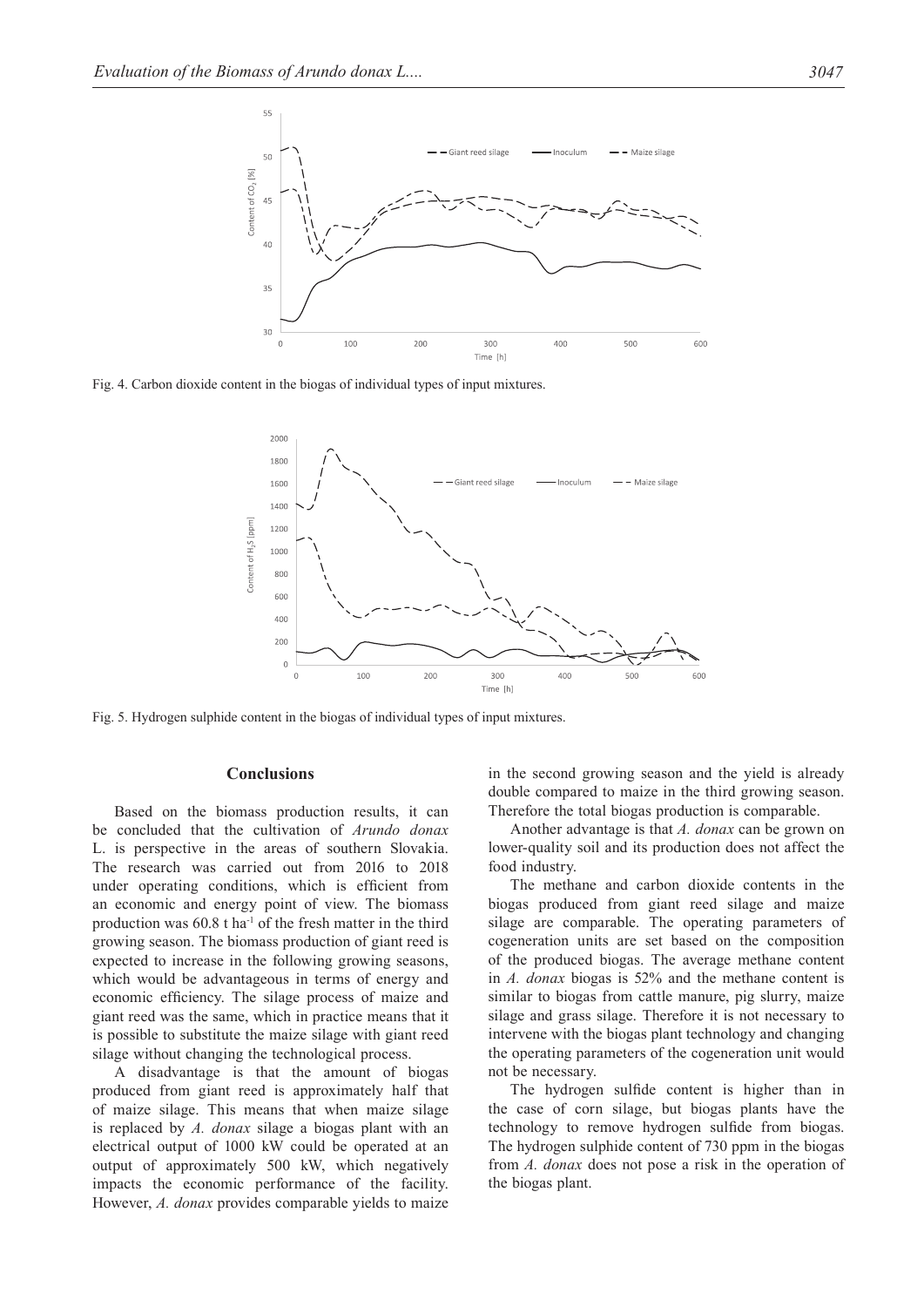55

50

45

40

35

30

Content of $CO_2$ [%]

Giant reed silage — Inoculum — Maize silage

0 100 200 300 400 500 600

Time [h]

Fig. 4. Carbon dioxide content in the biogas of individual types of input mixtures.

2000

1800

1600

1400

1200

1000

800

600

400

200

0

Content of $H_2S$ [ppm]

Giant reed silage — Inoculum — Maize silage

0 100 200 300 400 500 600

Time [h]

Fig. 5. Hydrogen sulphide content in the biogas of individual types of input mixtures.

## Conclusions

Based on the biomass production results, it can be concluded that the cultivation of *Arundo donax* L. is perspective in the areas of southern Slovakia. The research was carried out from 2016 to 2018 under operating conditions, which is efficient from an economic and energy point of view. The biomass production was 60.8 t ha$^{-1}$ of the fresh matter in the third growing season. The biomass production of giant reed is expected to increase in the following growing seasons, which would be advantageous in terms of energy and economic efficiency. The silage process of maize and giant reed was the same, which in practice means that it is possible to substitute the maize silage with giant reed silage without changing the technological process.

A disadvantage is that the amount of biogas produced from giant reed is approximately half that of maize silage. This means that when maize silage is replaced by *A. donax* silage a biogas plant with an electrical output of 1000 kW could be operated at an output of approximately 500 kW, which negatively impacts the economic performance of the facility. However, *A. donax* provides comparable yields to maize in the second growing season and the yield is already double compared to maize in the third growing season. Therefore the total biogas production is comparable.

Another advantage is that *A. donax* can be grown on lower-quality soil and its production does not affect the food industry.

The methane and carbon dioxide contents in the biogas produced from giant reed silage and maize silage are comparable. The operating parameters of cogeneration units are set based on the composition of the produced biogas. The average methane content in *A. donax* biogas is 52% and the methane content is similar to biogas from cattle manure, pig slurry, maize silage and grass silage. Therefore it is not necessary to intervene with the biogas plant technology and changing the operating parameters of the cogeneration unit would not be necessary.

The hydrogen sulfide content is higher than in the case of corn silage, but biogas plants have the technology to remove hydrogen sulfide from biogas. The hydrogen sulphide content of 730 ppm in the biogas from *A. donax* does not pose a risk in the operation of the biogas plant.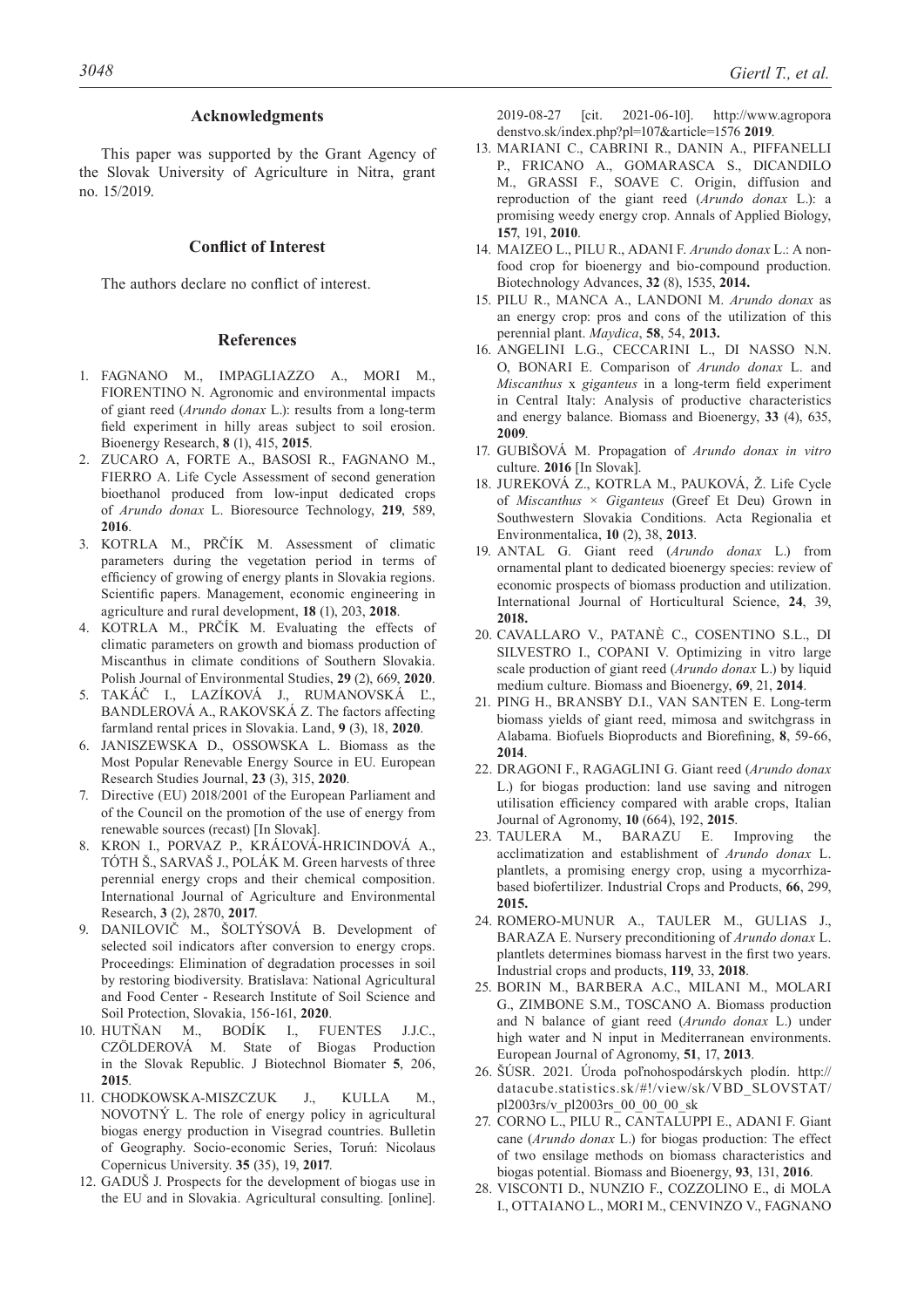## Acknowledgments

This paper was supported by the Grant Agency of the Slovak University of Agriculture in Nitra, grant no. 15/2019.

## Conflict of Interest

The authors declare no conflict of interest.

## References

1. FAGNANO M., IMPAGLIAZZO A., MORI M., FIORENTINO N. Agronomic and environmental impacts of giant reed (*Arundo donax* L.): results from a long-term field experiment in hilly areas subject to soil erosion. Bioenergy Research, **8** (1), 415, **2015**.
2. ZUCARO A, FORTE A., BASOSI R., FAGNANO M., FIERRO A. Life Cycle Assessment of second generation bioethanol produced from low-input dedicated crops of *Arundo donax* L. Bioresource Technology, **219**, 589, **2016**.
3. KOTRLA M., PRČÍK M. Assessment of climatic parameters during the vegetation period in terms of efficiency of growing of energy plants in Slovakia regions. Scientific papers. Management, economic engineering in agriculture and rural development, **18** (1), 203, **2018**.
4. KOTRLA M., PRČÍK M. Evaluating the effects of climatic parameters on growth and biomass production of Miscanthus in climate conditions of Southern Slovakia. Polish Journal of Environmental Studies, **29** (2), 669, **2020**.
5. TAKÁČ I., LAZÍKOVÁ J., RUMANOVSKÁ Ľ., BANDLEROVÁ A., RAKOVSKÁ Z. The factors affecting farmland rental prices in Slovakia. Land, **9** (3), 18, **2020**.
6. JANISZEWSKA D., OSSOWSKA L. Biomass as the Most Popular Renewable Energy Source in EU. European Research Studies Journal, **23** (3), 315, **2020**.
7. Directive (EU) 2018/2001 of the European Parliament and of the Council on the promotion of the use of energy from renewable sources (recast) [In Slovak].
8. KRON I., PORVAZ P., KRÁĽOVÁ-HRICINDOVÁ A., TÓTH Š., SARVAŠ J., POLÁK M. Green harvests of three perennial energy crops and their chemical composition. International Journal of Agriculture and Environmental Research, **3** (2), 2870, **2017**.
9. DANILOVIČ M., ŠOLTÝSOVÁ B. Development of selected soil indicators after conversion to energy crops. Proceedings: Elimination of degradation processes in soil by restoring biodiversity. Bratislava: National Agricultural and Food Center - Research Institute of Soil Science and Soil Protection, Slovakia, 156-161, **2020**.
10. HUTŇAN M., BODÍK I., FUENTES J.J.C., CZÖLDEROVÁ M. State of Biogas Production in the Slovak Republic. J Biotechnol Biomater **5**, 206, **2015**.
11. CHODKOWSKA-MISZCZUK J., KULLA M., NOVOTNÝ L. The role of energy policy in agricultural biogas energy production in Visegrad countries. Bulletin of Geography. Socio-economic Series, Toruń: Nicolaus Copernicus University. **35** (35), 19, **2017**.
12. GADUŠ J. Prospects for the development of biogas use in the EU and in Slovakia. Agricultural consulting. [online]. 2019-08-27 [cit. 2021-06-10]. http://www.agroporadenstvo.sk/index.php?pl=107&article=1576 **2019**.
13. MARIANI C., CABRINI R., DANIN A., PIFFANELLI P., FRICANO A., GOMARASCA S., DICANDILO M., GRASSI F., SOAVE C. Origin, diffusion and reproduction of the giant reed (*Arundo donax* L.): a promising weedy energy crop. Annals of Applied Biology, **157**, 191, **2010**.
14. MAIZEO L., PILU R., ADANI F. *Arundo donax* L.: A non-food crop for bioenergy and bio-compound production. Biotechnology Advances, **32** (8), 1535, **2014.**
15. PILU R., MANCA A., LANDONI M. *Arundo donax* as an energy crop: pros and cons of the utilization of this perennial plant. *Maydica*, **58**, 54, **2013.**
16. ANGELINI L.G., CECCARINI L., DI NASSO N.N. O, BONARI E. Comparison of *Arundo donax* L. and *Miscanthus* x *giganteus* in a long-term field experiment in Central Italy: Analysis of productive characteristics and energy balance. Biomass and Bioenergy, **33** (4), 635, **2009**.
17. GUBIŠOVÁ M. Propagation of *Arundo donax in vitro* culture. **2016** [In Slovak].
18. JUREKOVÁ Z., KOTRLA M., PAUKOVÁ, Ž. Life Cycle of *Miscanthus × Giganteus* (Greef Et Deu) Grown in Southwestern Slovakia Conditions. Acta Regionalia et Environmentalica, **10** (2), 38, **2013**.
19. ANTAL G. Giant reed (*Arundo donax* L.) from ornamental plant to dedicated bioenergy species: review of economic prospects of biomass production and utilization. International Journal of Horticultural Science, **24**, 39, **2018.**
20. CAVALLARO V., PATANÈ C., COSENTINO S.L., DI SILVESTRO I., COPANI V. Optimizing in vitro large scale production of giant reed (*Arundo donax* L.) by liquid medium culture. Biomass and Bioenergy, **69**, 21, **2014**.
21. PING H., BRANSBY D.I., VAN SANTEN E. Long-term biomass yields of giant reed, mimosa and switchgrass in Alabama. Biofuels Bioproducts and Biorefining, **8**, 59-66, **2014**.
22. DRAGONI F., RAGAGLINI G. Giant reed (*Arundo donax* L.) for biogas production: land use saving and nitrogen utilisation efficiency compared with arable crops, Italian Journal of Agronomy, **10** (664), 192, **2015**.
23. TAULERA M., BARAZU E. Improving the acclimatization and establishment of *Arundo donax* L. plantlets, a promising energy crop, using a mycorrhiza-based biofertilizer. Industrial Crops and Products, **66**, 299, **2015.**
24. ROMERO-MUNUR A., TAULER M., GULIAS J., BARAZA E. Nursery preconditioning of *Arundo donax* L. plantlets determines biomass harvest in the first two years. Industrial crops and products, **119**, 33, **2018**.
25. BORIN M., BARBERA A.C., MILANI M., MOLARI G., ZIMBONE S.M., TOSCANO A. Biomass production and N balance of giant reed (*Arundo donax* L.) under high water and N input in Mediterranean environments. European Journal of Agronomy, **51**, 17, **2013**.
26. ŠÚSR. 2021. Úroda poľnohospodárskych plodín. http://datacube.statistics.sk/#!/view/sk/VBD_SLOVSTAT/pl2003rs/v_pl2003rs_00_00_00_sk
27. CORNO L., PILU R., CANTALUPPI E., ADANI F. Giant cane (*Arundo donax* L.) for biogas production: The effect of two ensilage methods on biomass characteristics and biogas potential. Biomass and Bioenergy, **93**, 131, **2016**.
28. VISCONTI D., NUNZIO F., COZZOLINO E., di MOLA I., OTTAIANO L., MORI M., CENVINZO V., FAGNANO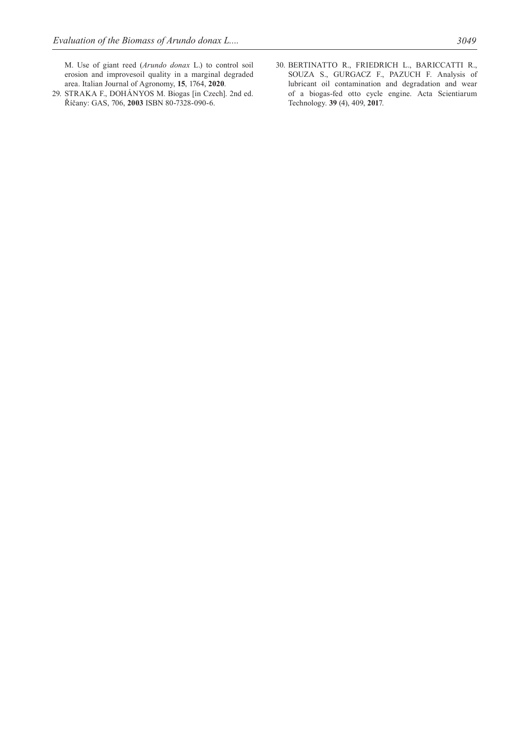M. Use of giant reed (*Arundo donax* L.) to control soil erosion and improvesoil quality in a marginal degraded area. Italian Journal of Agronomy, **15**, 1764, **2020**.

29. STRAKA F., DOHÁNYOS M. Biogas [in Czech]. 2nd ed. Říčany: GAS, 706, **2003** ISBN 80-7328-090-6.

30. BERTINATTO R., FRIEDRICH L., BARICCATTI R., SOUZA S., GURGACZ F., PAZUCH F. Analysis of lubricant oil contamination and degradation and wear of a biogas-fed otto cycle engine. Acta Scientiarum Technology. **39** (4), 409, **2017**.